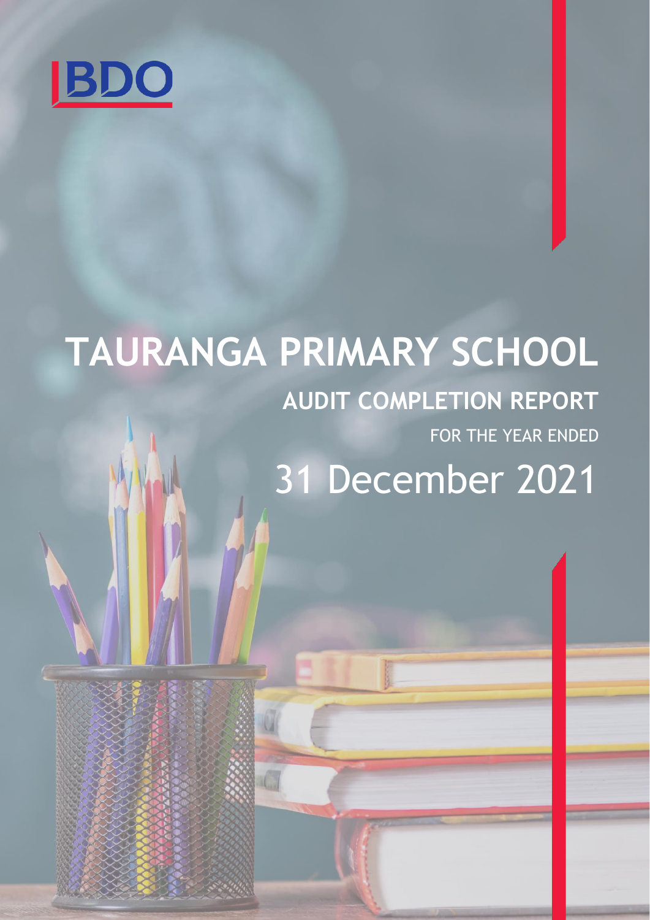BDO

# TAURANGA PRIMARY SCHOOL

## AUDIT COMPLETION REPORT

FOR THE YEAR ENDED

31 December 2021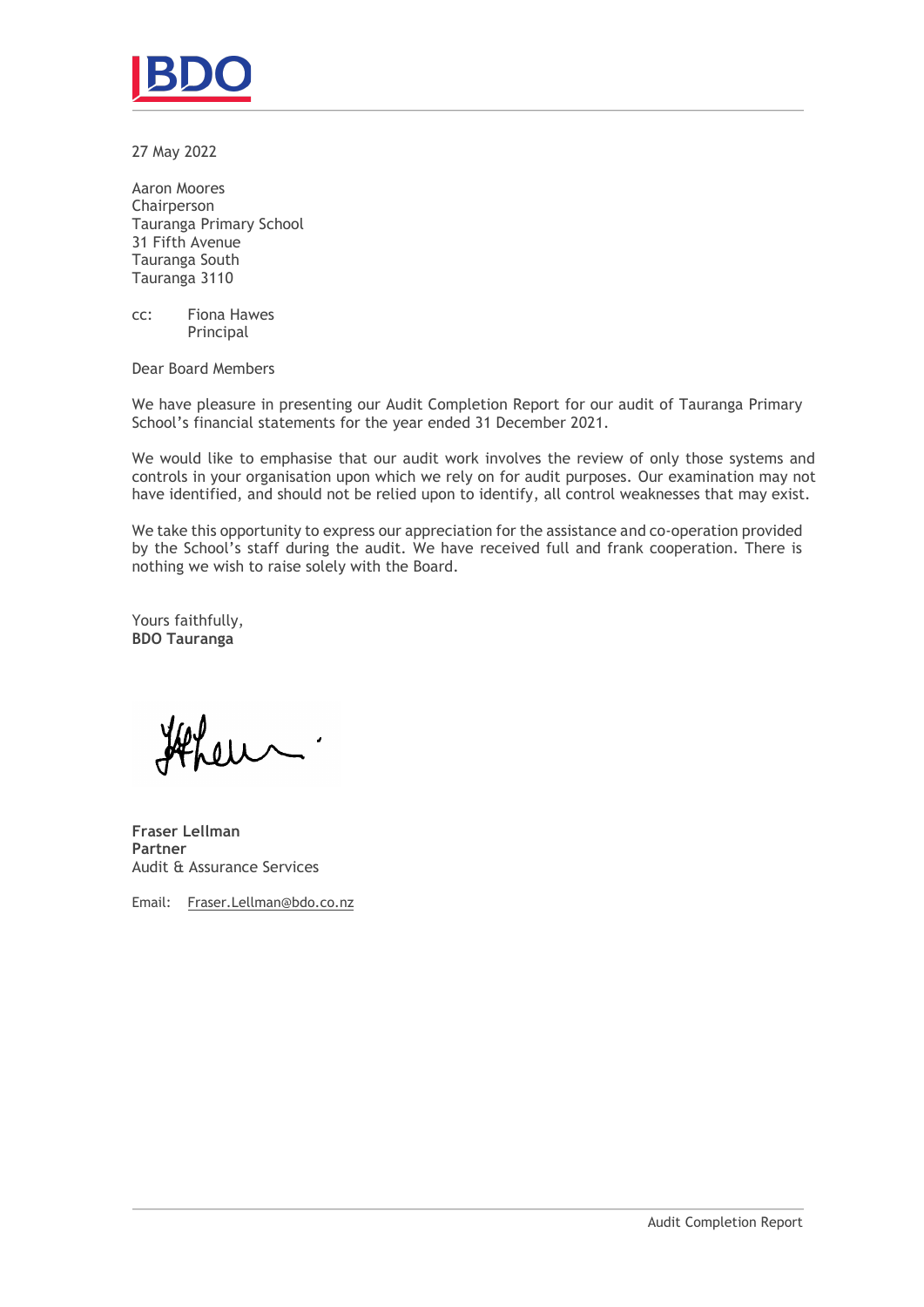BDO

27 May 2022

Aaron Moores
Chairperson
Tauranga Primary School
31 Fifth Avenue
Tauranga South
Tauranga 3110

cc: Fiona Hawes
Principal

Dear Board Members

We have pleasure in presenting our Audit Completion Report for our audit of Tauranga Primary School's financial statements for the year ended 31 December 2021.

We would like to emphasise that our audit work involves the review of only those systems and controls in your organisation upon which we rely on for audit purposes. Our examination may not have identified, and should not be relied upon to identify, all control weaknesses that may exist.

We take this opportunity to express our appreciation for the assistance and co-operation provided by the School's staff during the audit. We have received full and frank cooperation. There is nothing we wish to raise solely with the Board.

Yours faithfully,
**BDO Tauranga**

**Fraser Lellman**
**Partner**
Audit & Assurance Services

Email: Fraser.Lellman@bdo.co.nz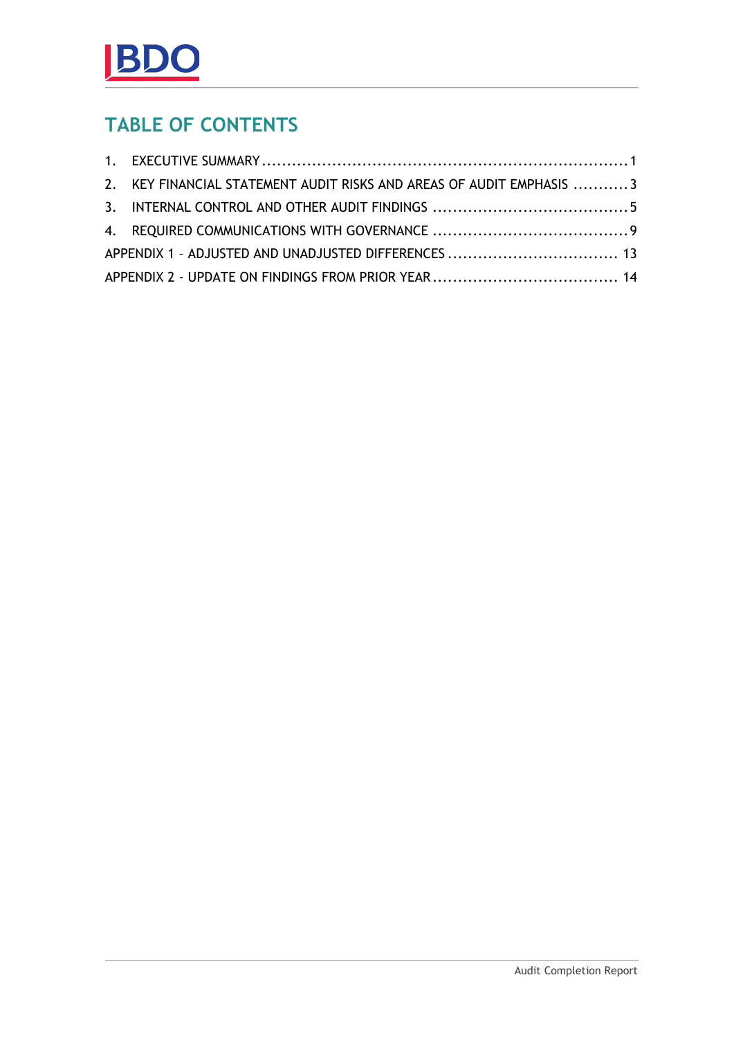# TABLE OF CONTENTS

1. EXECUTIVE SUMMARY ........................................................................ 1
2. KEY FINANCIAL STATEMENT AUDIT RISKS AND AREAS OF AUDIT EMPHASIS ........... 3
3. INTERNAL CONTROL AND OTHER AUDIT FINDINGS ...................................... 5
4. REQUIRED COMMUNICATIONS WITH GOVERNANCE ...................................... 9

APPENDIX 1 – ADJUSTED AND UNADJUSTED DIFFERENCES .................................. 13

APPENDIX 2 - UPDATE ON FINDINGS FROM PRIOR YEAR ..................................... 14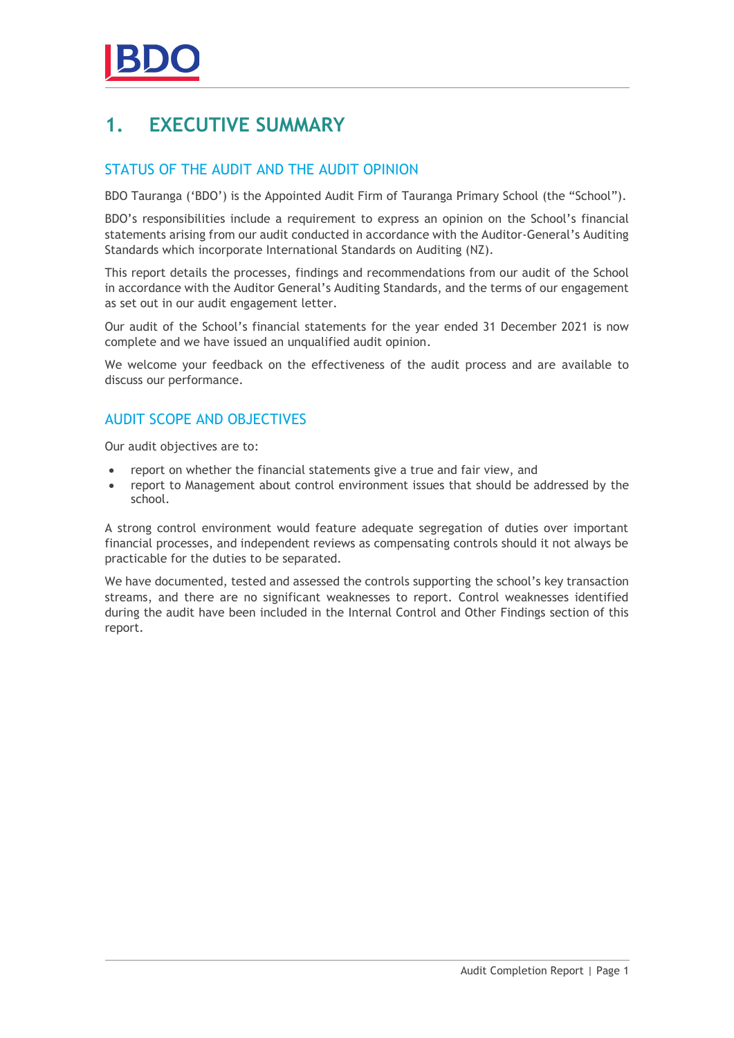# 1. EXECUTIVE SUMMARY

## STATUS OF THE AUDIT AND THE AUDIT OPINION

BDO Tauranga ('BDO') is the Appointed Audit Firm of Tauranga Primary School (the "School").

BDO's responsibilities include a requirement to express an opinion on the School's financial statements arising from our audit conducted in accordance with the Auditor-General's Auditing Standards which incorporate International Standards on Auditing (NZ).

This report details the processes, findings and recommendations from our audit of the School in accordance with the Auditor General's Auditing Standards, and the terms of our engagement as set out in our audit engagement letter.

Our audit of the School's financial statements for the year ended 31 December 2021 is now complete and we have issued an unqualified audit opinion.

We welcome your feedback on the effectiveness of the audit process and are available to discuss our performance.

## AUDIT SCOPE AND OBJECTIVES

Our audit objectives are to:

- report on whether the financial statements give a true and fair view, and
- report to Management about control environment issues that should be addressed by the school.

A strong control environment would feature adequate segregation of duties over important financial processes, and independent reviews as compensating controls should it not always be practicable for the duties to be separated.

We have documented, tested and assessed the controls supporting the school's key transaction streams, and there are no significant weaknesses to report. Control weaknesses identified during the audit have been included in the Internal Control and Other Findings section of this report.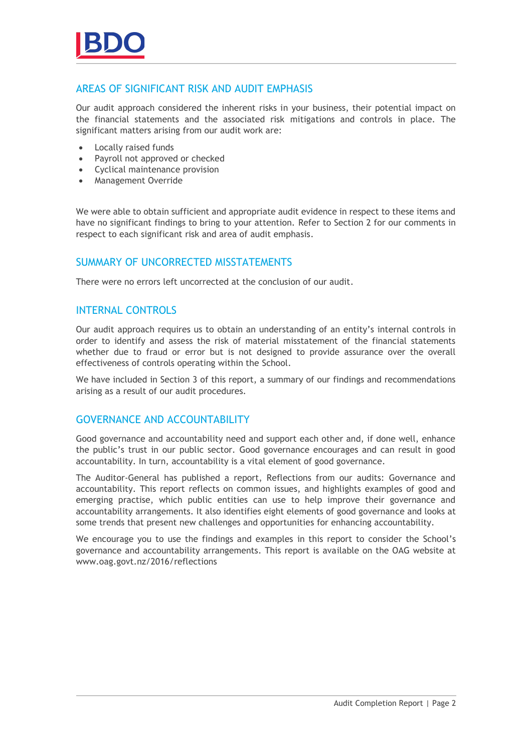## AREAS OF SIGNIFICANT RISK AND AUDIT EMPHASIS

Our audit approach considered the inherent risks in your business, their potential impact on the financial statements and the associated risk mitigations and controls in place. The significant matters arising from our audit work are:

- Locally raised funds
- Payroll not approved or checked
- Cyclical maintenance provision
- Management Override

We were able to obtain sufficient and appropriate audit evidence in respect to these items and have no significant findings to bring to your attention. Refer to Section 2 for our comments in respect to each significant risk and area of audit emphasis.

## SUMMARY OF UNCORRECTED MISSTATEMENTS

There were no errors left uncorrected at the conclusion of our audit.

## INTERNAL CONTROLS

Our audit approach requires us to obtain an understanding of an entity's internal controls in order to identify and assess the risk of material misstatement of the financial statements whether due to fraud or error but is not designed to provide assurance over the overall effectiveness of controls operating within the School.

We have included in Section 3 of this report, a summary of our findings and recommendations arising as a result of our audit procedures.

## GOVERNANCE AND ACCOUNTABILITY

Good governance and accountability need and support each other and, if done well, enhance the public's trust in our public sector. Good governance encourages and can result in good accountability. In turn, accountability is a vital element of good governance.

The Auditor-General has published a report, Reflections from our audits: Governance and accountability. This report reflects on common issues, and highlights examples of good and emerging practise, which public entities can use to help improve their governance and accountability arrangements. It also identifies eight elements of good governance and looks at some trends that present new challenges and opportunities for enhancing accountability.

We encourage you to use the findings and examples in this report to consider the School's governance and accountability arrangements. This report is available on the OAG website at www.oag.govt.nz/2016/reflections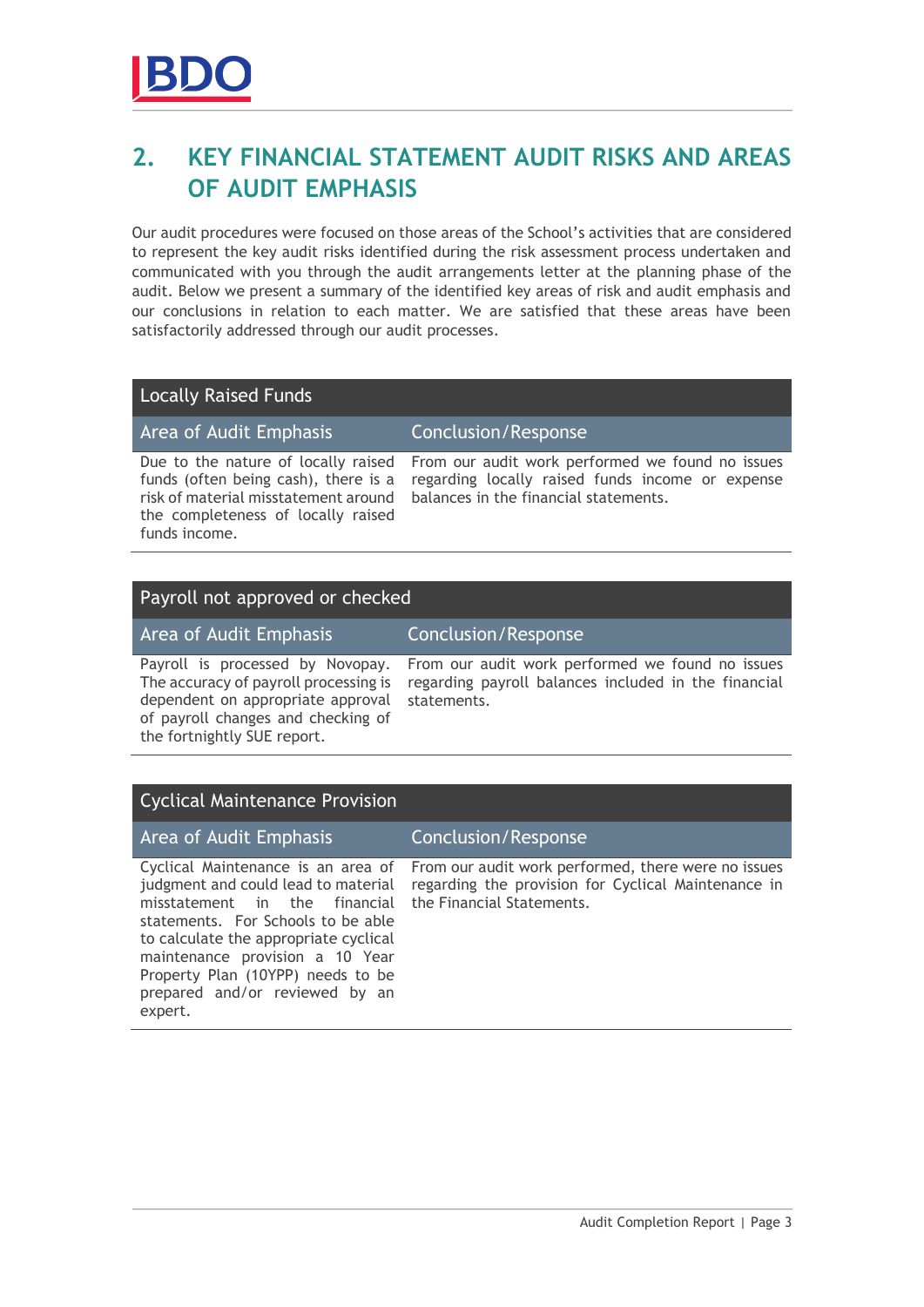## 2. KEY FINANCIAL STATEMENT AUDIT RISKS AND AREAS OF AUDIT EMPHASIS

Our audit procedures were focused on those areas of the School's activities that are considered to represent the key audit risks identified during the risk assessment process undertaken and communicated with you through the audit arrangements letter at the planning phase of the audit. Below we present a summary of the identified key areas of risk and audit emphasis and our conclusions in relation to each matter. We are satisfied that these areas have been satisfactorily addressed through our audit processes.

| Locally Raised Funds | |
|---|---|
| **Area of Audit Emphasis** | **Conclusion/Response** |
| Due to the nature of locally raised funds (often being cash), there is a risk of material misstatement around the completeness of locally raised funds income. | From our audit work performed we found no issues regarding locally raised funds income or expense balances in the financial statements. |

| Payroll not approved or checked | |
|---|---|
| **Area of Audit Emphasis** | **Conclusion/Response** |
| Payroll is processed by Novopay. The accuracy of payroll processing is dependent on appropriate approval of payroll changes and checking of the fortnightly SUE report. | From our audit work performed we found no issues regarding payroll balances included in the financial statements. |

| Cyclical Maintenance Provision | |
|---|---|
| **Area of Audit Emphasis** | **Conclusion/Response** |
| Cyclical Maintenance is an area of judgment and could lead to material misstatement in the financial statements. For Schools to be able to calculate the appropriate cyclical maintenance provision a 10 Year Property Plan (10YPP) needs to be prepared and/or reviewed by an expert. | From our audit work performed, there were no issues regarding the provision for Cyclical Maintenance in the Financial Statements. |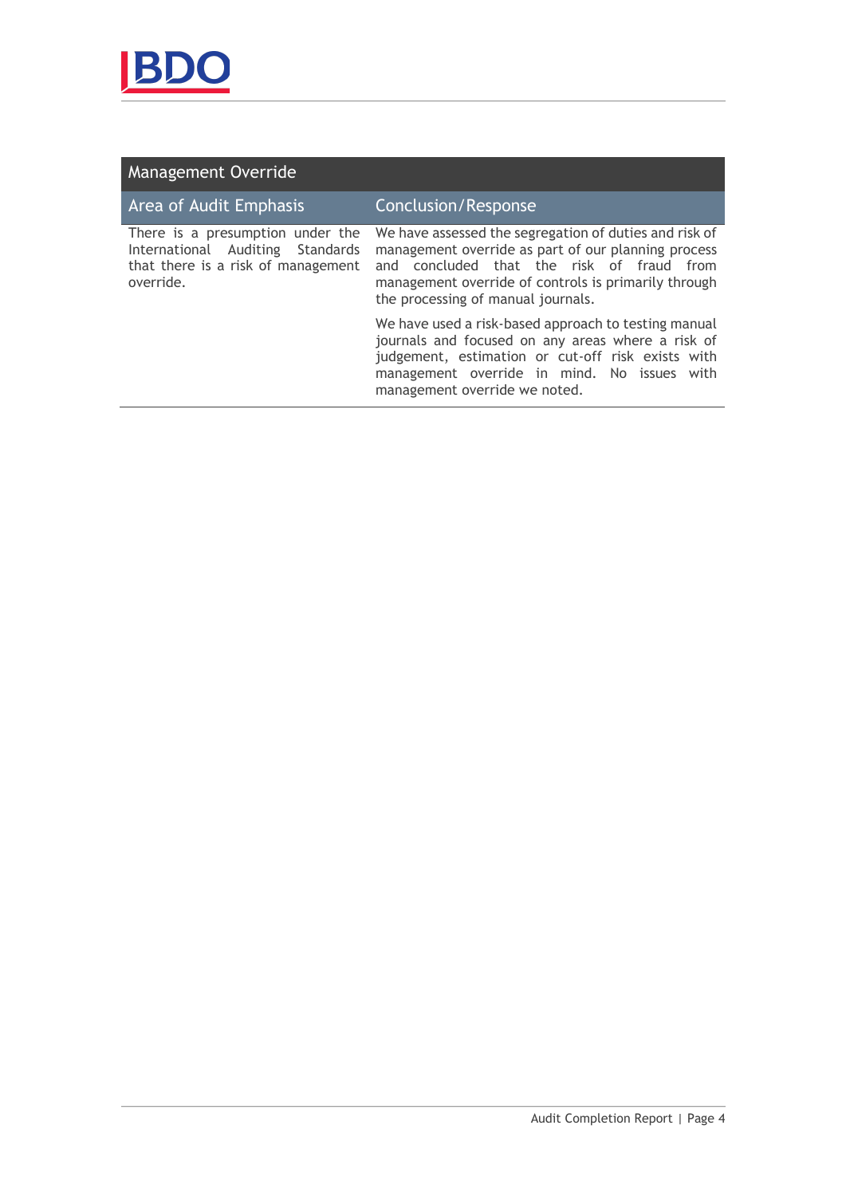| Management Override | |
|---|---|
| **Area of Audit Emphasis** | **Conclusion/Response** |
| There is a presumption under the International Auditing Standards that there is a risk of management override. | We have assessed the segregation of duties and risk of management override as part of our planning process and concluded that the risk of fraud from management override of controls is primarily through the processing of manual journals.<br><br>We have used a risk-based approach to testing manual journals and focused on any areas where a risk of judgement, estimation or cut-off risk exists with management override in mind. No issues with management override we noted. |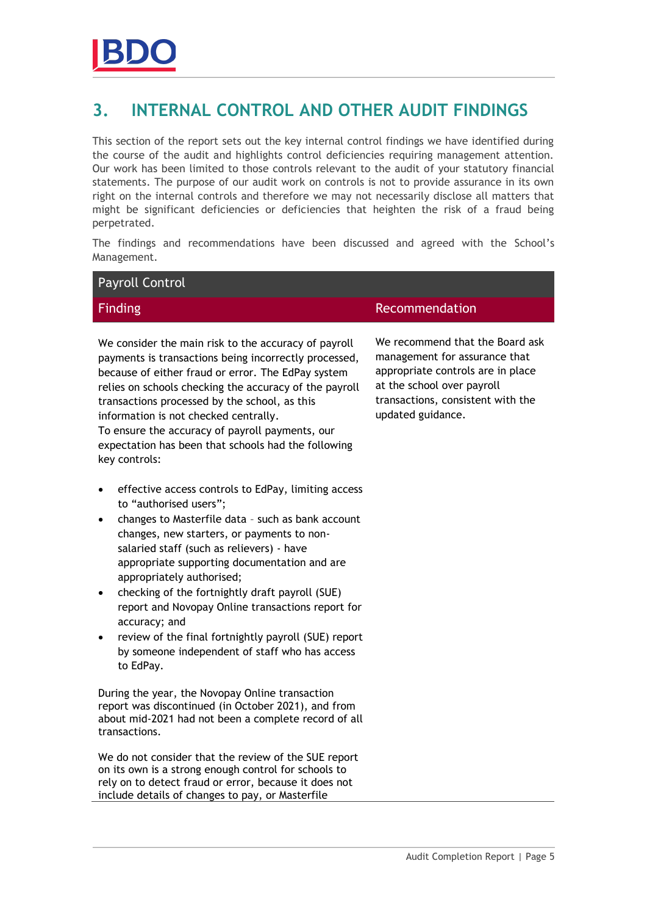## 3. INTERNAL CONTROL AND OTHER AUDIT FINDINGS

This section of the report sets out the key internal control findings we have identified during the course of the audit and highlights control deficiencies requiring management attention. Our work has been limited to those controls relevant to the audit of your statutory financial statements. The purpose of our audit work on controls is not to provide assurance in its own right on the internal controls and therefore we may not necessarily disclose all matters that might be significant deficiencies or deficiencies that heighten the risk of a fraud being perpetrated.

The findings and recommendations have been discussed and agreed with the School's Management.

| Payroll Control | |
|---|---|
| **Finding** | **Recommendation** |
| We consider the main risk to the accuracy of payroll payments is transactions being incorrectly processed, because of either fraud or error. The EdPay system relies on schools checking the accuracy of the payroll transactions processed by the school, as this information is not checked centrally.<br>To ensure the accuracy of payroll payments, our expectation has been that schools had the following key controls:<br>• effective access controls to EdPay, limiting access to "authorised users";<br>• changes to Masterfile data – such as bank account changes, new starters, or payments to non-salaried staff (such as relievers) - have appropriate supporting documentation and are appropriately authorised;<br>• checking of the fortnightly draft payroll (SUE) report and Novopay Online transactions report for accuracy; and<br>• review of the final fortnightly payroll (SUE) report by someone independent of staff who has access to EdPay.<br><br>During the year, the Novopay Online transaction report was discontinued (in October 2021), and from about mid-2021 had not been a complete record of all transactions.<br><br>We do not consider that the review of the SUE report on its own is a strong enough control for schools to rely on to detect fraud or error, because it does not include details of changes to pay, or Masterfile | We recommend that the Board ask management for assurance that appropriate controls are in place at the school over payroll transactions, consistent with the updated guidance. |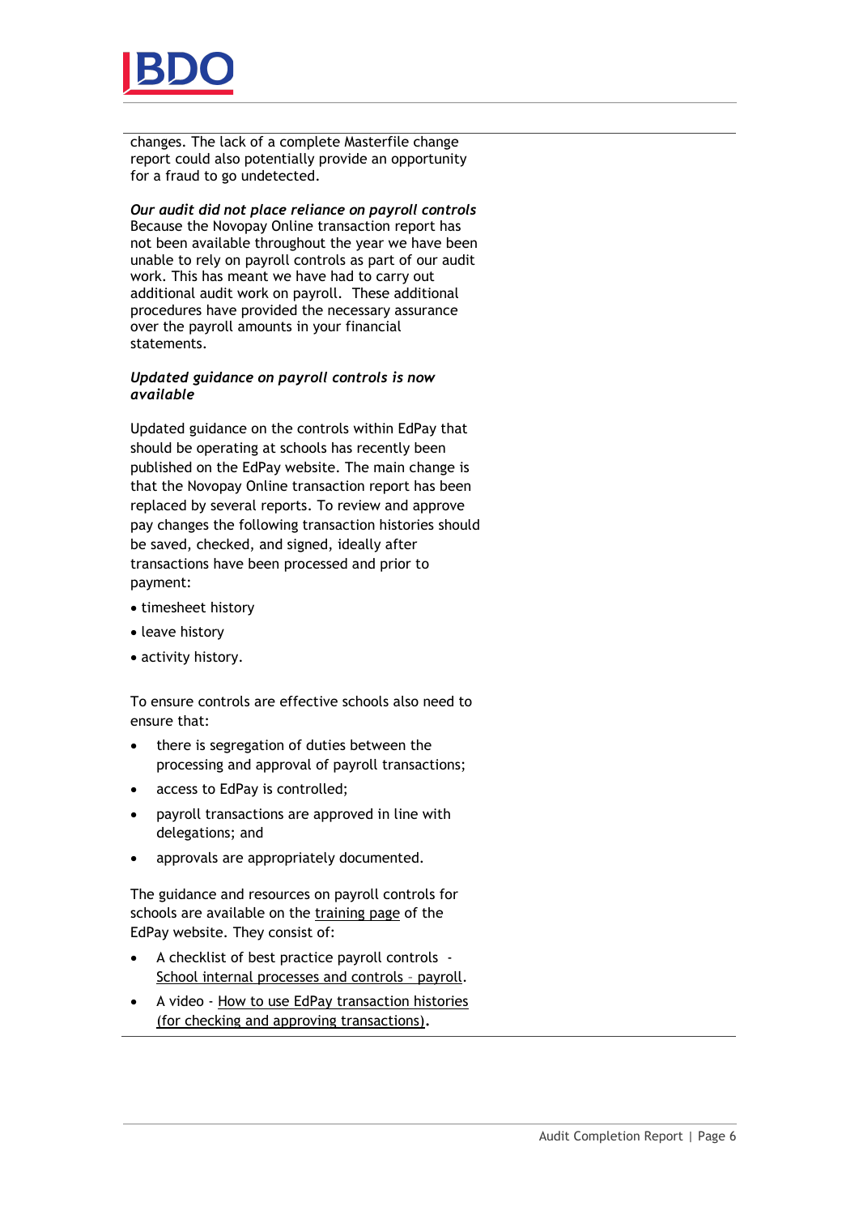changes. The lack of a complete Masterfile change report could also potentially provide an opportunity for a fraud to go undetected.

***Our audit did not place reliance on payroll controls***

Because the Novopay Online transaction report has not been available throughout the year we have been unable to rely on payroll controls as part of our audit work. This has meant we have had to carry out additional audit work on payroll. These additional procedures have provided the necessary assurance over the payroll amounts in your financial statements.

***Updated guidance on payroll controls is now available***

Updated guidance on the controls within EdPay that should be operating at schools has recently been published on the EdPay website. The main change is that the Novopay Online transaction report has been replaced by several reports. To review and approve pay changes the following transaction histories should be saved, checked, and signed, ideally after transactions have been processed and prior to payment:

- timesheet history
- leave history
- activity history.

To ensure controls are effective schools also need to ensure that:

- there is segregation of duties between the processing and approval of payroll transactions;
- access to EdPay is controlled;
- payroll transactions are approved in line with delegations; and
- approvals are appropriately documented.

The guidance and resources on payroll controls for schools are available on the training page of the EdPay website. They consist of:

- A checklist of best practice payroll controls - School internal processes and controls – payroll.
- A video - How to use EdPay transaction histories (for checking and approving transactions).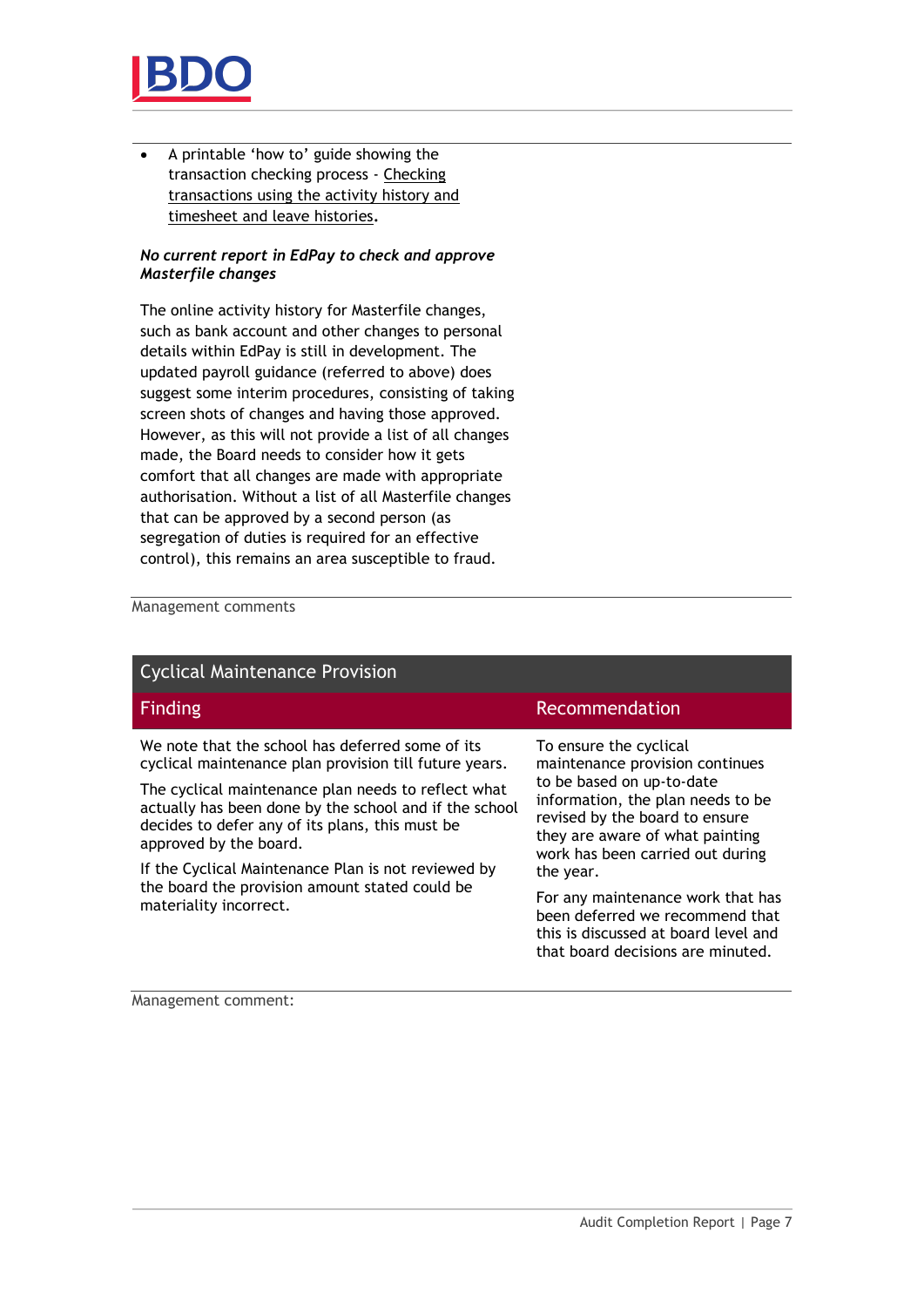- A printable 'how to' guide showing the transaction checking process - Checking transactions using the activity history and timesheet and leave histories.

***No current report in EdPay to check and approve Masterfile changes***

The online activity history for Masterfile changes, such as bank account and other changes to personal details within EdPay is still in development. The updated payroll guidance (referred to above) does suggest some interim procedures, consisting of taking screen shots of changes and having those approved. However, as this will not provide a list of all changes made, the Board needs to consider how it gets comfort that all changes are made with appropriate authorisation. Without a list of all Masterfile changes that can be approved by a second person (as segregation of duties is required for an effective control), this remains an area susceptible to fraud.

Management comments

## Cyclical Maintenance Provision

| Finding | Recommendation |
| --- | --- |
| We note that the school has deferred some of its cyclical maintenance plan provision till future years.<br><br>The cyclical maintenance plan needs to reflect what actually has been done by the school and if the school decides to defer any of its plans, this must be approved by the board.<br><br>If the Cyclical Maintenance Plan is not reviewed by the board the provision amount stated could be materiality incorrect. | To ensure the cyclical maintenance provision continues to be based on up-to-date information, the plan needs to be revised by the board to ensure they are aware of what painting work has been carried out during the year.<br><br>For any maintenance work that has been deferred we recommend that this is discussed at board level and that board decisions are minuted. |

Management comment: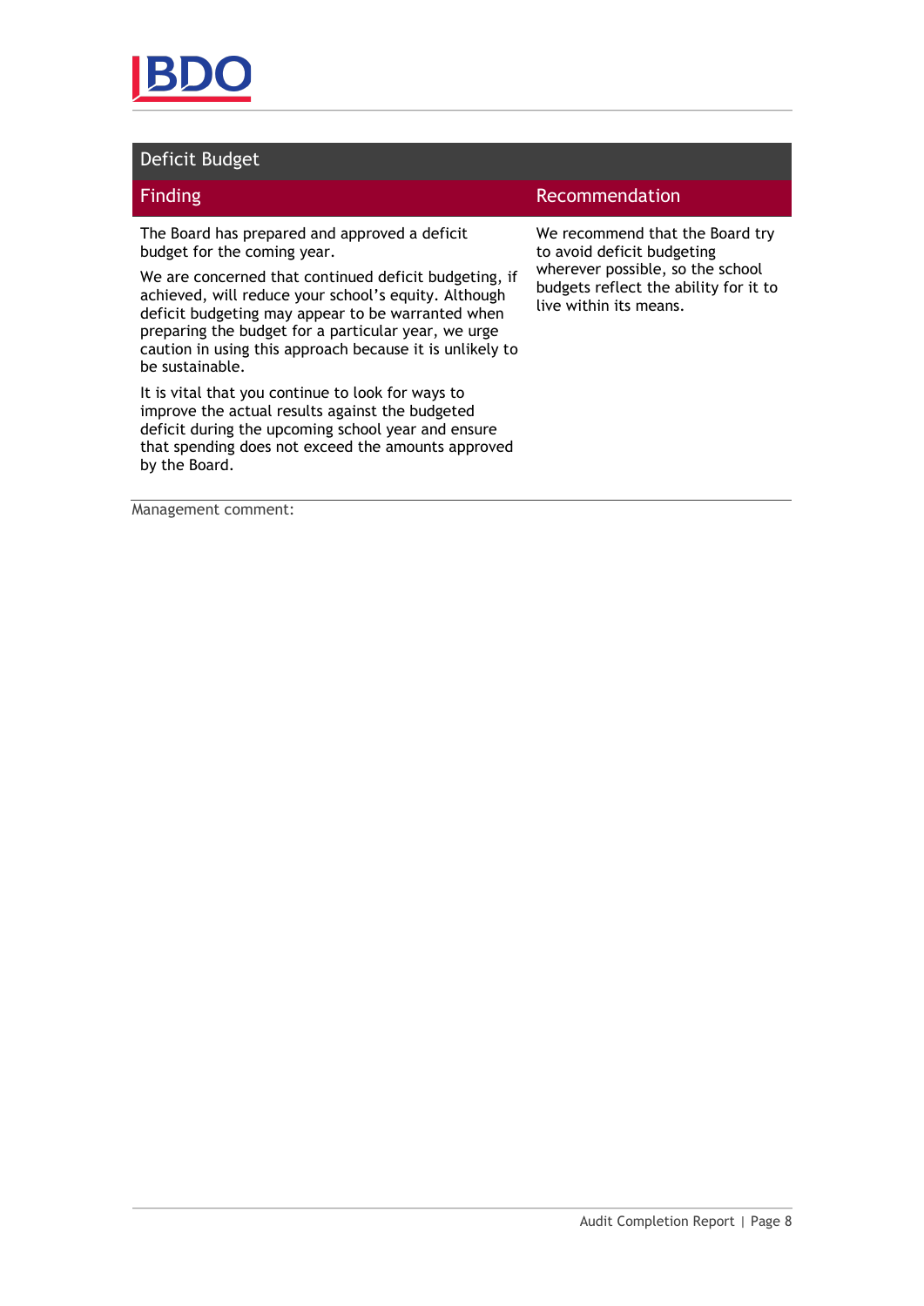## Deficit Budget

| Finding | Recommendation |
| --- | --- |
| The Board has prepared and approved a deficit budget for the coming year.<br><br>We are concerned that continued deficit budgeting, if achieved, will reduce your school's equity. Although deficit budgeting may appear to be warranted when preparing the budget for a particular year, we urge caution in using this approach because it is unlikely to be sustainable.<br><br>It is vital that you continue to look for ways to improve the actual results against the budgeted deficit during the upcoming school year and ensure that spending does not exceed the amounts approved by the Board. | We recommend that the Board try to avoid deficit budgeting wherever possible, so the school budgets reflect the ability for it to live within its means. |

Management comment: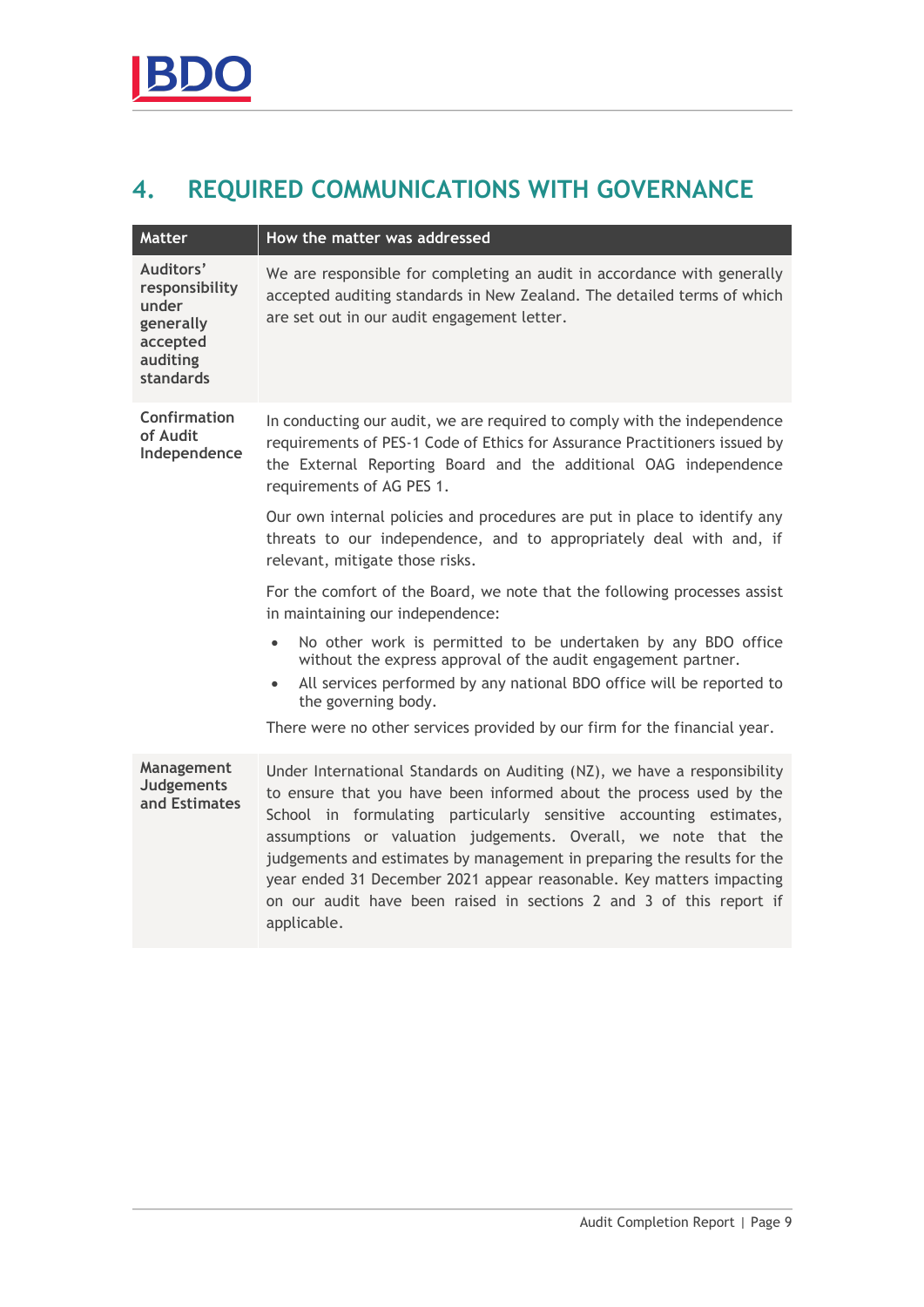## 4. REQUIRED COMMUNICATIONS WITH GOVERNANCE

| Matter | How the matter was addressed |
|---|---|
| **Auditors' responsibility under generally accepted auditing standards** | We are responsible for completing an audit in accordance with generally accepted auditing standards in New Zealand. The detailed terms of which are set out in our audit engagement letter. |
| **Confirmation of Audit Independence** | In conducting our audit, we are required to comply with the independence requirements of PES-1 Code of Ethics for Assurance Practitioners issued by the External Reporting Board and the additional OAG independence requirements of AG PES 1.<br><br>Our own internal policies and procedures are put in place to identify any threats to our independence, and to appropriately deal with and, if relevant, mitigate those risks.<br><br>For the comfort of the Board, we note that the following processes assist in maintaining our independence:<br>• No other work is permitted to be undertaken by any BDO office without the express approval of the audit engagement partner.<br>• All services performed by any national BDO office will be reported to the governing body.<br><br>There were no other services provided by our firm for the financial year. |
| **Management Judgements and Estimates** | Under International Standards on Auditing (NZ), we have a responsibility to ensure that you have been informed about the process used by the School in formulating particularly sensitive accounting estimates, assumptions or valuation judgements. Overall, we note that the judgements and estimates by management in preparing the results for the year ended 31 December 2021 appear reasonable. Key matters impacting on our audit have been raised in sections 2 and 3 of this report if applicable. |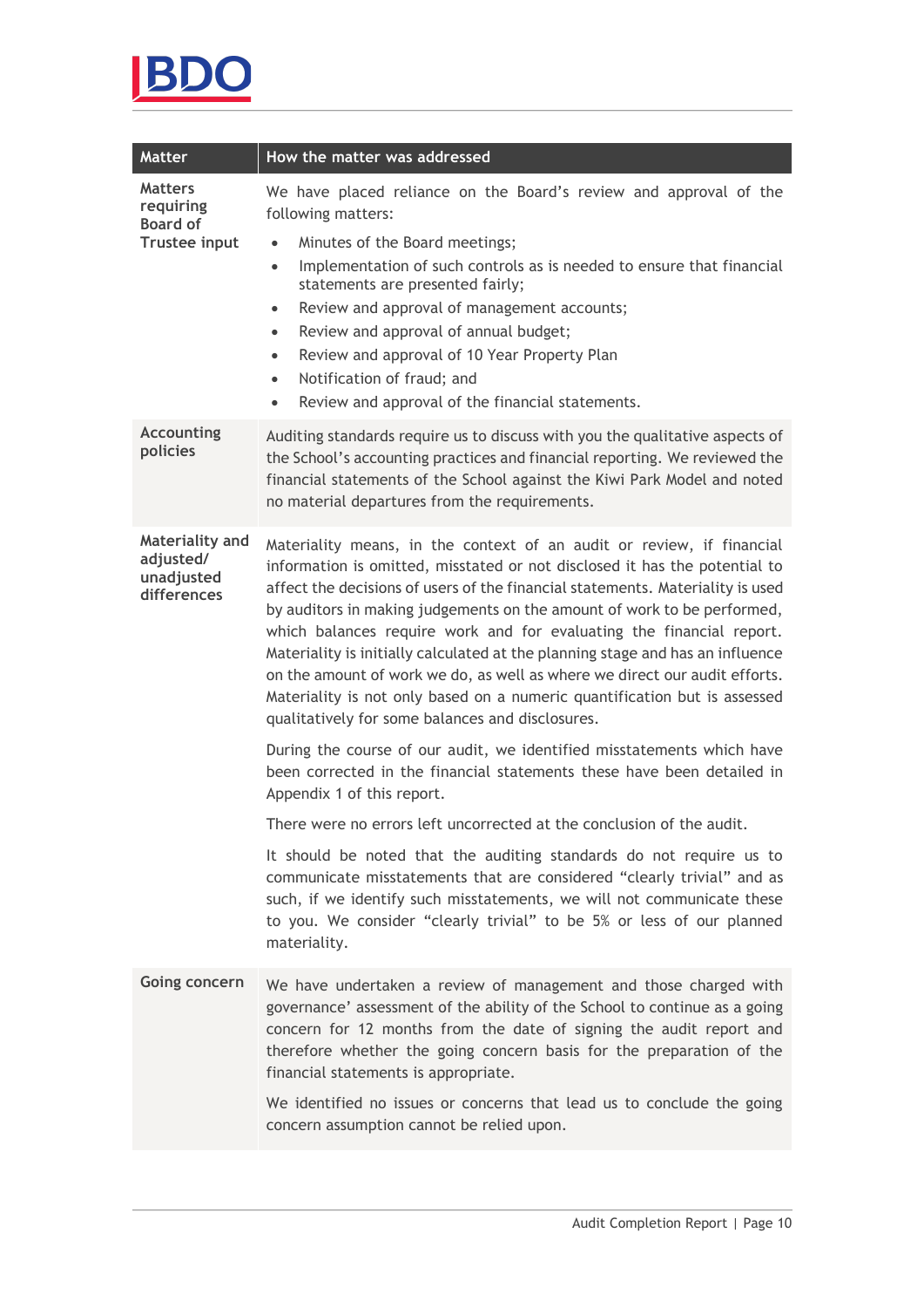| Matter | How the matter was addressed |
| --- | --- |
| Matters requiring Board of Trustee input | We have placed reliance on the Board's review and approval of the following matters:<br>• Minutes of the Board meetings;<br>• Implementation of such controls as is needed to ensure that financial statements are presented fairly;<br>• Review and approval of management accounts;<br>• Review and approval of annual budget;<br>• Review and approval of 10 Year Property Plan<br>• Notification of fraud; and<br>• Review and approval of the financial statements. |
| Accounting policies | Auditing standards require us to discuss with you the qualitative aspects of the School's accounting practices and financial reporting. We reviewed the financial statements of the School against the Kiwi Park Model and noted no material departures from the requirements. |
| Materiality and adjusted/ unadjusted differences | Materiality means, in the context of an audit or review, if financial information is omitted, misstated or not disclosed it has the potential to affect the decisions of users of the financial statements. Materiality is used by auditors in making judgements on the amount of work to be performed, which balances require work and for evaluating the financial report. Materiality is initially calculated at the planning stage and has an influence on the amount of work we do, as well as where we direct our audit efforts. Materiality is not only based on a numeric quantification but is assessed qualitatively for some balances and disclosures.<br><br>During the course of our audit, we identified misstatements which have been corrected in the financial statements these have been detailed in Appendix 1 of this report.<br><br>There were no errors left uncorrected at the conclusion of the audit.<br><br>It should be noted that the auditing standards do not require us to communicate misstatements that are considered "clearly trivial" and as such, if we identify such misstatements, we will not communicate these to you. We consider "clearly trivial" to be 5% or less of our planned materiality. |
| Going concern | We have undertaken a review of management and those charged with governance' assessment of the ability of the School to continue as a going concern for 12 months from the date of signing the audit report and therefore whether the going concern basis for the preparation of the financial statements is appropriate.<br><br>We identified no issues or concerns that lead us to conclude the going concern assumption cannot be relied upon. |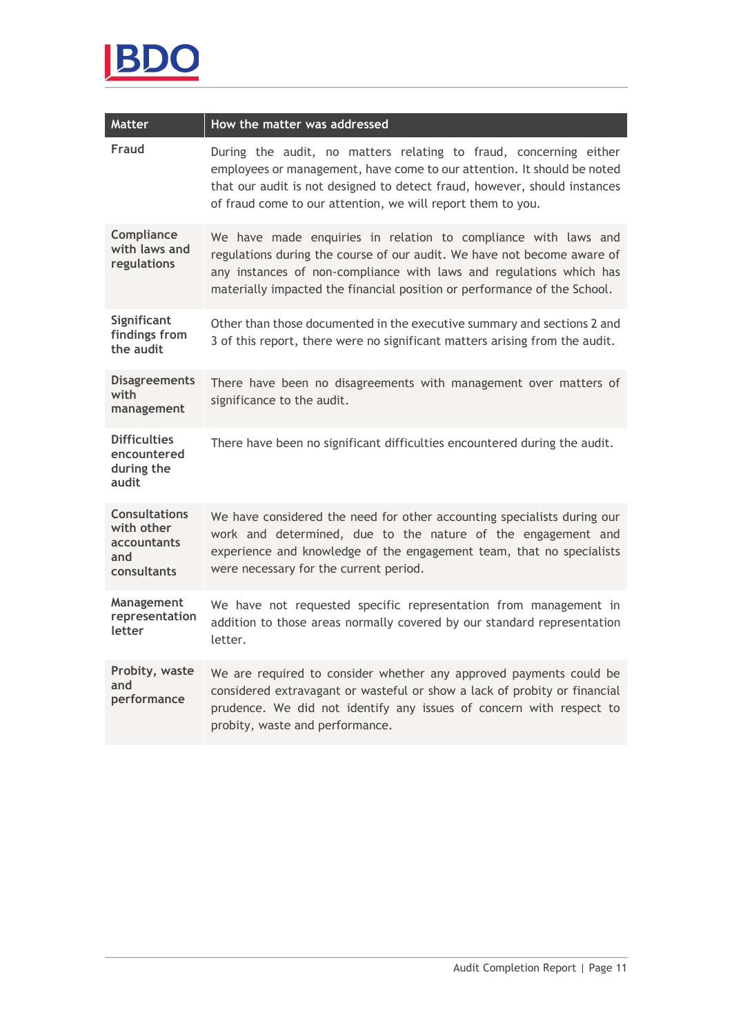| Matter | How the matter was addressed |
|---|---|
| **Fraud** | During the audit, no matters relating to fraud, concerning either employees or management, have come to our attention. It should be noted that our audit is not designed to detect fraud, however, should instances of fraud come to our attention, we will report them to you. |
| **Compliance with laws and regulations** | We have made enquiries in relation to compliance with laws and regulations during the course of our audit. We have not become aware of any instances of non-compliance with laws and regulations which has materially impacted the financial position or performance of the School. |
| **Significant findings from the audit** | Other than those documented in the executive summary and sections 2 and 3 of this report, there were no significant matters arising from the audit. |
| **Disagreements with management** | There have been no disagreements with management over matters of significance to the audit. |
| **Difficulties encountered during the audit** | There have been no significant difficulties encountered during the audit. |
| **Consultations with other accountants and consultants** | We have considered the need for other accounting specialists during our work and determined, due to the nature of the engagement and experience and knowledge of the engagement team, that no specialists were necessary for the current period. |
| **Management representation letter** | We have not requested specific representation from management in addition to those areas normally covered by our standard representation letter. |
| **Probity, waste and performance** | We are required to consider whether any approved payments could be considered extravagant or wasteful or show a lack of probity or financial prudence. We did not identify any issues of concern with respect to probity, waste and performance. |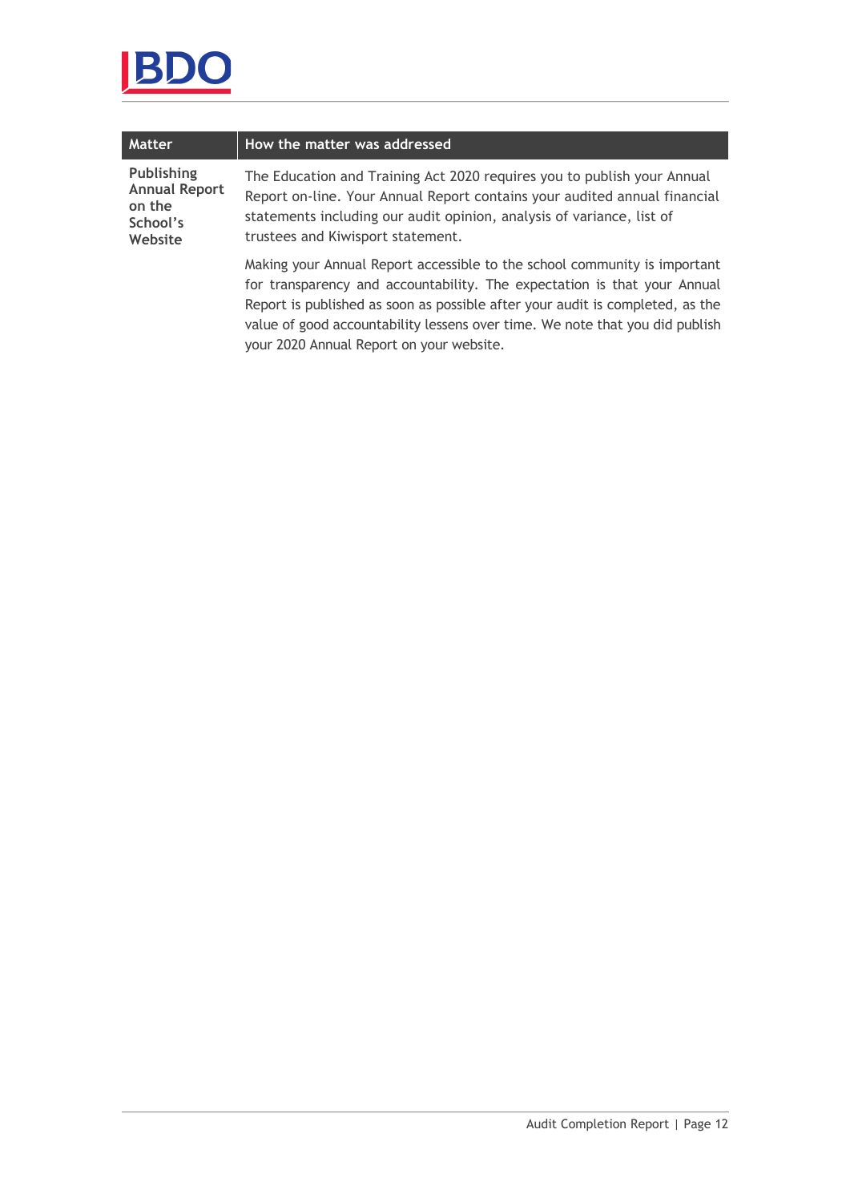| Matter | How the matter was addressed |
|---|---|
| **Publishing Annual Report on the School's Website** | The Education and Training Act 2020 requires you to publish your Annual Report on-line. Your Annual Report contains your audited annual financial statements including our audit opinion, analysis of variance, list of trustees and Kiwisport statement.<br><br>Making your Annual Report accessible to the school community is important for transparency and accountability. The expectation is that your Annual Report is published as soon as possible after your audit is completed, as the value of good accountability lessens over time. We note that you did publish your 2020 Annual Report on your website. |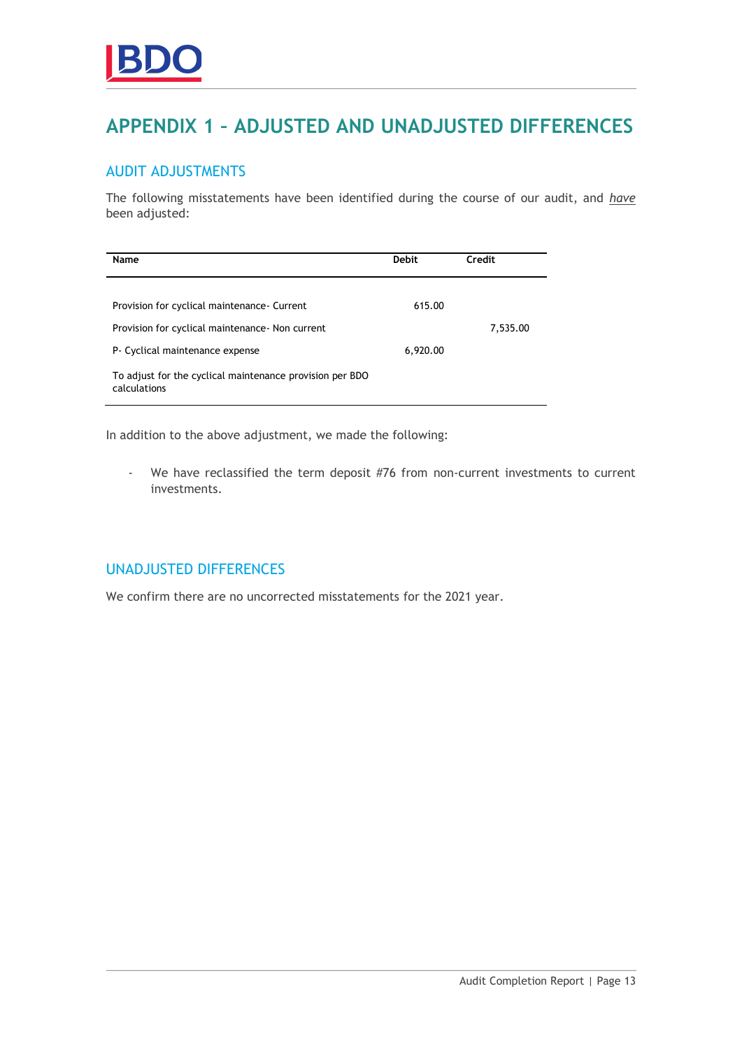# APPENDIX 1 – ADJUSTED AND UNADJUSTED DIFFERENCES

## AUDIT ADJUSTMENTS

The following misstatements have been identified during the course of our audit, and *have* been adjusted:

| Name | Debit | Credit |
|---|---|---|
| Provision for cyclical maintenance- Current | 615.00 | |
| Provision for cyclical maintenance- Non current | | 7,535.00 |
| P- Cyclical maintenance expense | 6,920.00 | |
| To adjust for the cyclical maintenance provision per BDO calculations | | |

In addition to the above adjustment, we made the following:

- We have reclassified the term deposit #76 from non-current investments to current investments.

## UNADJUSTED DIFFERENCES

We confirm there are no uncorrected misstatements for the 2021 year.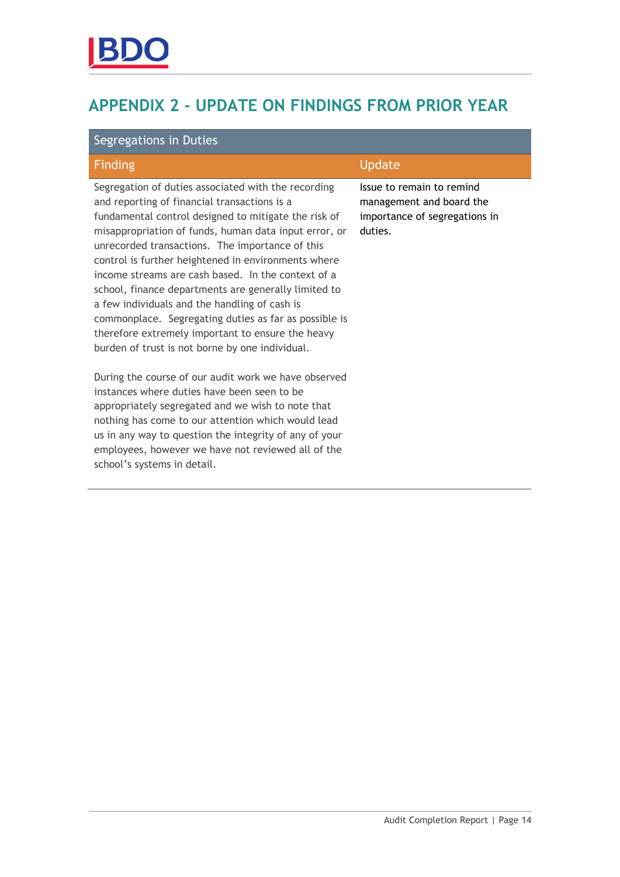## APPENDIX 2 - UPDATE ON FINDINGS FROM PRIOR YEAR

| Segregations in Duties | |
|---|---|
| **Finding** | **Update** |
| Segregation of duties associated with the recording and reporting of financial transactions is a fundamental control designed to mitigate the risk of misappropriation of funds, human data input error, or unrecorded transactions. The importance of this control is further heightened in environments where income streams are cash based. In the context of a school, finance departments are generally limited to a few individuals and the handling of cash is commonplace. Segregating duties as far as possible is therefore extremely important to ensure the heavy burden of trust is not borne by one individual.<br><br>During the course of our audit work we have observed instances where duties have been seen to be appropriately segregated and we wish to note that nothing has come to our attention which would lead us in any way to question the integrity of any of your employees, however we have not reviewed all of the school's systems in detail. | Issue to remain to remind management and board the importance of segregations in duties. |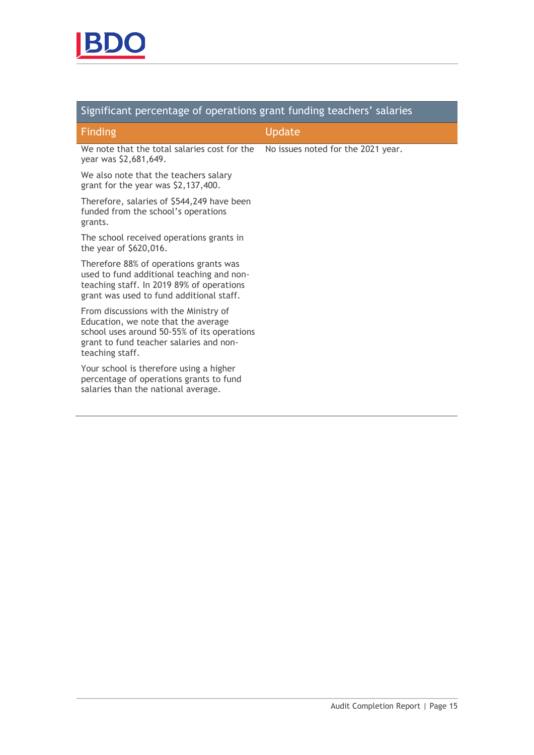## Significant percentage of operations grant funding teachers' salaries

| Finding | Update |
|---|---|
| We note that the total salaries cost for the year was $2,681,649.<br><br>We also note that the teachers salary grant for the year was $2,137,400.<br><br>Therefore, salaries of $544,249 have been funded from the school's operations grants.<br><br>The school received operations grants in the year of $620,016.<br><br>Therefore 88% of operations grants was used to fund additional teaching and non-teaching staff. In 2019 89% of operations grant was used to fund additional staff.<br><br>From discussions with the Ministry of Education, we note that the average school uses around 50-55% of its operations grant to fund teacher salaries and non-teaching staff.<br><br>Your school is therefore using a higher percentage of operations grants to fund salaries than the national average. | No issues noted for the 2021 year. |